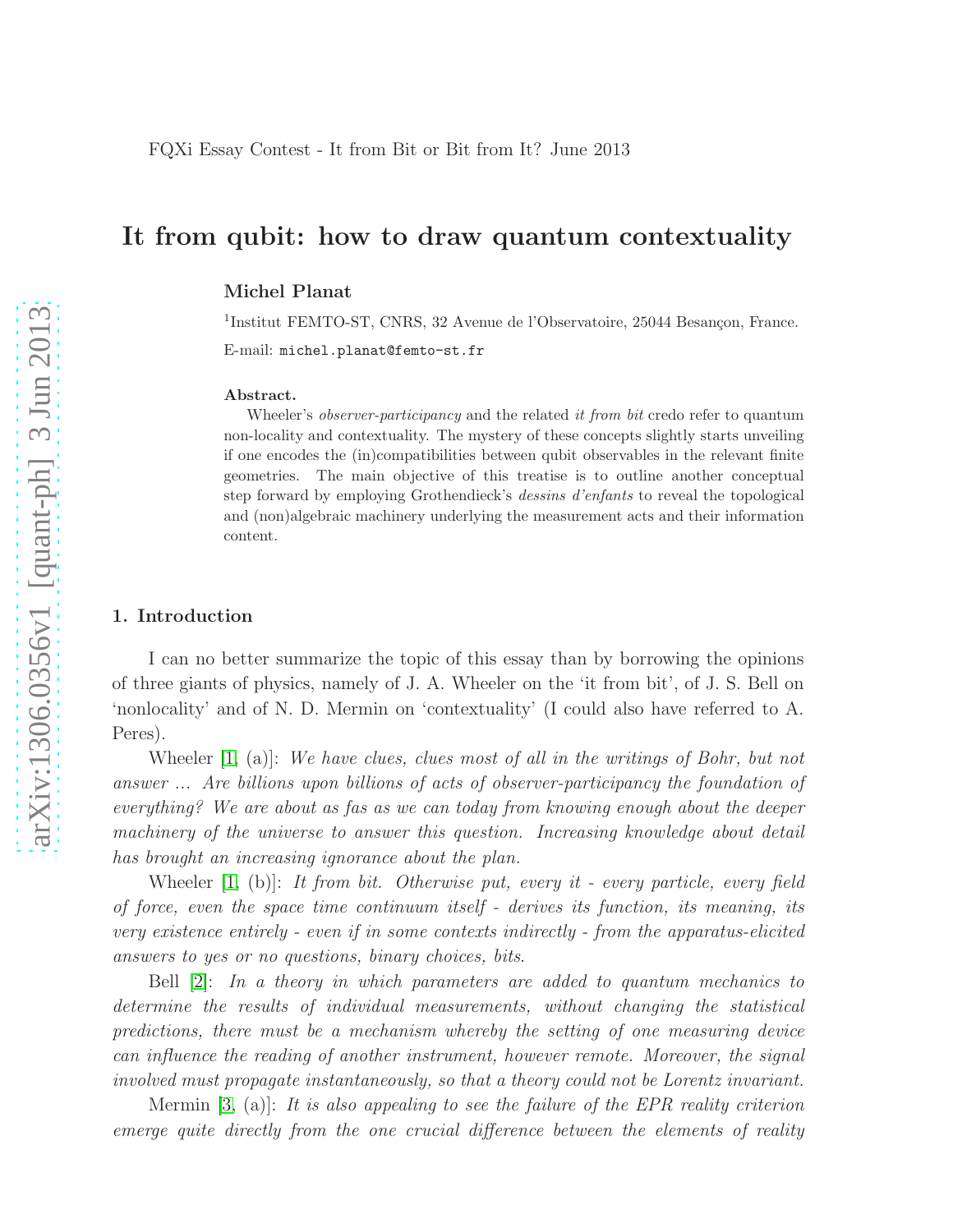FQXi Essay Contest - It from Bit or Bit from It? June 2013

# It from qubit: how to draw quantum contextuality

**Michel Planat**

[1]Institut FEMTO-ST, CNRS, 32 Avenue de l'Observatoire, 25044 Besançon, France.

E-mail: `michel.planat@femto-st.fr`

**Abstract.** Wheeler's *observer-participancy* and the related *it from bit* credo refer to quantum non-locality and contextuality. The mystery of these concepts slightly starts unveiling if one encodes the (in)compatibilities between qubit observables in the relevant finite geometries. The main objective of this treatise is to outline another conceptual step forward by employing Grothendieck's *dessins d'enfants* to reveal the topological and (non)algebraic machinery underlying the measurement acts and their information content.

## 1. Introduction

I can no better summarize the topic of this essay than by borrowing the opinions of three giants of physics, namely of J. A. Wheeler on the 'it from bit', of J. S. Bell on 'nonlocality' and of N. D. Mermin on 'contextuality' (I could also have referred to A. Peres).

Wheeler [1, (a)]: *We have clues, clues most of all in the writings of Bohr, but not answer ... Are billions upon billions of acts of observer-participancy the foundation of everything? We are about as fas as we can today from knowing enough about the deeper machinery of the universe to answer this question. Increasing knowledge about detail has brought an increasing ignorance about the plan.*

Wheeler [1, (b)]: *It from bit. Otherwise put, every it - every particle, every field of force, even the space time continuum itself - derives its function, its meaning, its very existence entirely - even if in some contexts indirectly - from the apparatus-elicited answers to yes or no questions, binary choices, bits.*

Bell [2]: *In a theory in which parameters are added to quantum mechanics to determine the results of individual measurements, without changing the statistical predictions, there must be a mechanism whereby the setting of one measuring device can influence the reading of another instrument, however remote. Moreover, the signal involved must propagate instantaneously, so that a theory could not be Lorentz invariant.*

Mermin [3, (a)]: *It is also appealing to see the failure of the EPR reality criterion emerge quite directly from the one crucial difference between the elements of reality*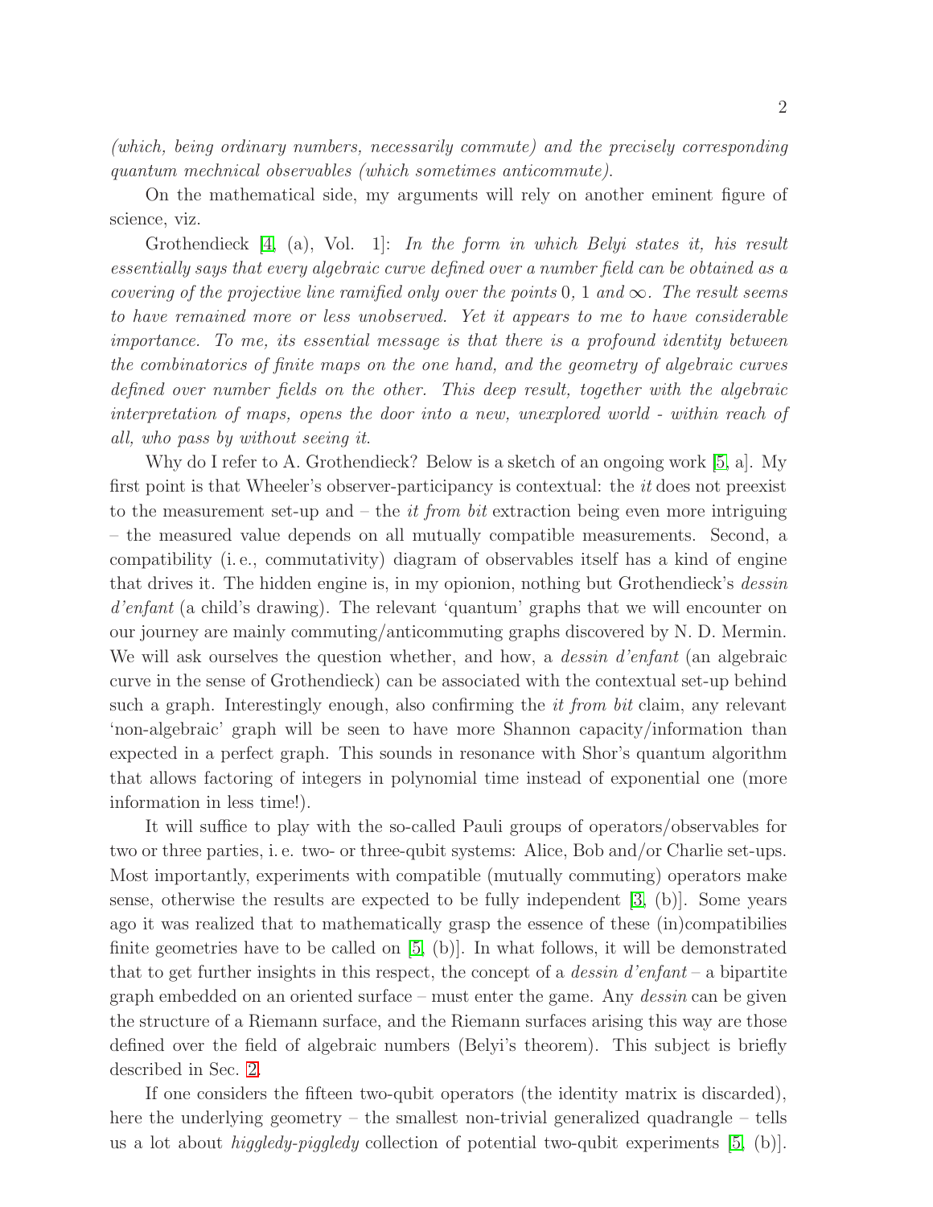*(which, being ordinary numbers, necessarily commute) and the precisely corresponding quantum mechnical observables (which sometimes anticommute).*

On the mathematical side, my arguments will rely on another eminent figure of science, viz.

Grothendieck [4, (a), Vol. 1]: *In the form in which Belyi states it, his result essentially says that every algebraic curve defined over a number field can be obtained as a covering of the projective line ramified only over the points* 0, 1 *and* $\infty$. *The result seems to have remained more or less unobserved. Yet it appears to me to have considerable importance. To me, its essential message is that there is a profound identity between the combinatorics of finite maps on the one hand, and the geometry of algebraic curves defined over number fields on the other. This deep result, together with the algebraic interpretation of maps, opens the door into a new, unexplored world - within reach of all, who pass by without seeing it.*

Why do I refer to A. Grothendieck? Below is a sketch of an ongoing work [5, a]. My first point is that Wheeler's observer-participancy is contextual: the *it* does not preexist to the measurement set-up and – the *it from bit* extraction being even more intriguing – the measured value depends on all mutually compatible measurements. Second, a compatibility (i. e., commutativity) diagram of observables itself has a kind of engine that drives it. The hidden engine is, in my opionion, nothing but Grothendieck's *dessin d'enfant* (a child's drawing). The relevant 'quantum' graphs that we will encounter on our journey are mainly commuting/anticommuting graphs discovered by N. D. Mermin. We will ask ourselves the question whether, and how, a *dessin d'enfant* (an algebraic curve in the sense of Grothendieck) can be associated with the contextual set-up behind such a graph. Interestingly enough, also confirming the *it from bit* claim, any relevant 'non-algebraic' graph will be seen to have more Shannon capacity/information than expected in a perfect graph. This sounds in resonance with Shor's quantum algorithm that allows factoring of integers in polynomial time instead of exponential one (more information in less time!).

It will suffice to play with the so-called Pauli groups of operators/observables for two or three parties, i. e. two- or three-qubit systems: Alice, Bob and/or Charlie set-ups. Most importantly, experiments with compatible (mutually commuting) operators make sense, otherwise the results are expected to be fully independent [3, (b)]. Some years ago it was realized that to mathematically grasp the essence of these (in)compatibilies finite geometries have to be called on [5, (b)]. In what follows, it will be demonstrated that to get further insights in this respect, the concept of a *dessin d'enfant* – a bipartite graph embedded on an oriented surface – must enter the game. Any *dessin* can be given the structure of a Riemann surface, and the Riemann surfaces arising this way are those defined over the field of algebraic numbers (Belyi's theorem). This subject is briefly described in Sec. 2.

If one considers the fifteen two-qubit operators (the identity matrix is discarded), here the underlying geometry – the smallest non-trivial generalized quadrangle – tells us a lot about *higgledy-piggledy* collection of potential two-qubit experiments [5, (b)].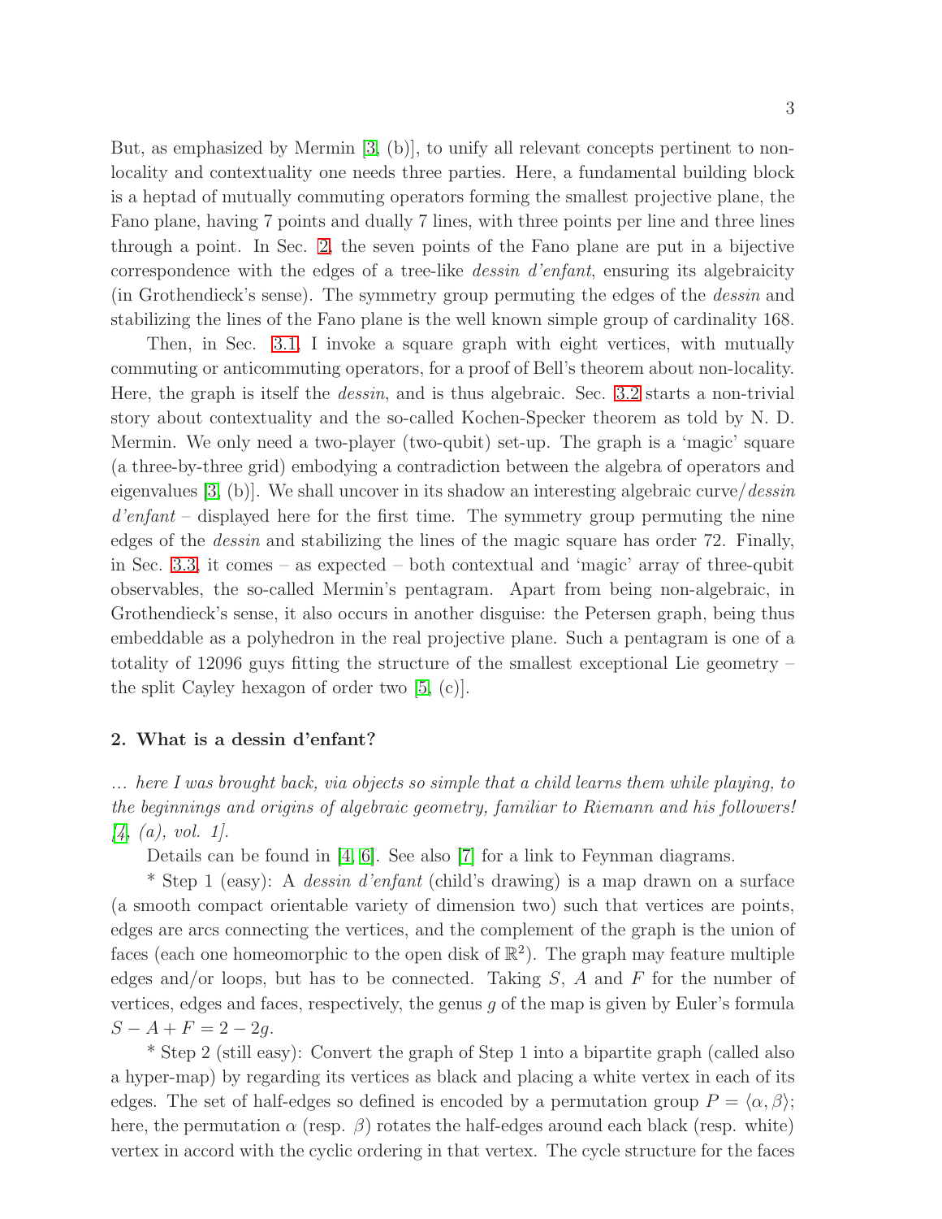But, as emphasized by Mermin [3, (b)], to unify all relevant concepts pertinent to non-locality and contextuality one needs three parties. Here, a fundamental building block is a heptad of mutually commuting operators forming the smallest projective plane, the Fano plane, having 7 points and dually 7 lines, with three points per line and three lines through a point. In Sec. 2, the seven points of the Fano plane are put in a bijective correspondence with the edges of a tree-like *dessin d'enfant*, ensuring its algebraicity (in Grothendieck's sense). The symmetry group permuting the edges of the *dessin* and stabilizing the lines of the Fano plane is the well known simple group of cardinality 168.

Then, in Sec. 3.1, I invoke a square graph with eight vertices, with mutually commuting or anticommuting operators, for a proof of Bell's theorem about non-locality. Here, the graph is itself the *dessin*, and is thus algebraic. Sec. 3.2 starts a non-trivial story about contextuality and the so-called Kochen-Specker theorem as told by N. D. Mermin. We only need a two-player (two-qubit) set-up. The graph is a 'magic' square (a three-by-three grid) embodying a contradiction between the algebra of operators and eigenvalues [3, (b)]. We shall uncover in its shadow an interesting algebraic curve/*dessin d'enfant* – displayed here for the first time. The symmetry group permuting the nine edges of the *dessin* and stabilizing the lines of the magic square has order 72. Finally, in Sec. 3.3, it comes – as expected – both contextual and 'magic' array of three-qubit observables, the so-called Mermin's pentagram. Apart from being non-algebraic, in Grothendieck's sense, it also occurs in another disguise: the Petersen graph, being thus embeddable as a polyhedron in the real projective plane. Such a pentagram is one of a totality of 12096 guys fitting the structure of the smallest exceptional Lie geometry – the split Cayley hexagon of order two [5, (c)].

## 2. What is a dessin d'enfant?

*... here I was brought back, via objects so simple that a child learns them while playing, to the beginnings and origins of algebraic geometry, familiar to Riemann and his followers! [4, (a), vol. 1].*

Details can be found in [4, 6]. See also [7] for a link to Feynman diagrams.

* Step 1 (easy): A *dessin d'enfant* (child's drawing) is a map drawn on a surface (a smooth compact orientable variety of dimension two) such that vertices are points, edges are arcs connecting the vertices, and the complement of the graph is the union of faces (each one homeomorphic to the open disk of $\mathbb{R}^2$). The graph may feature multiple edges and/or loops, but has to be connected. Taking $S$, $A$ and $F$ for the number of vertices, edges and faces, respectively, the genus $g$ of the map is given by Euler's formula $S - A + F = 2 - 2g$.

* Step 2 (still easy): Convert the graph of Step 1 into a bipartite graph (called also a hyper-map) by regarding its vertices as black and placing a white vertex in each of its edges. The set of half-edges so defined is encoded by a permutation group $P = \langle \alpha, \beta \rangle$; here, the permutation $\alpha$ (resp. $\beta$) rotates the half-edges around each black (resp. white) vertex in accord with the cyclic ordering in that vertex. The cycle structure for the faces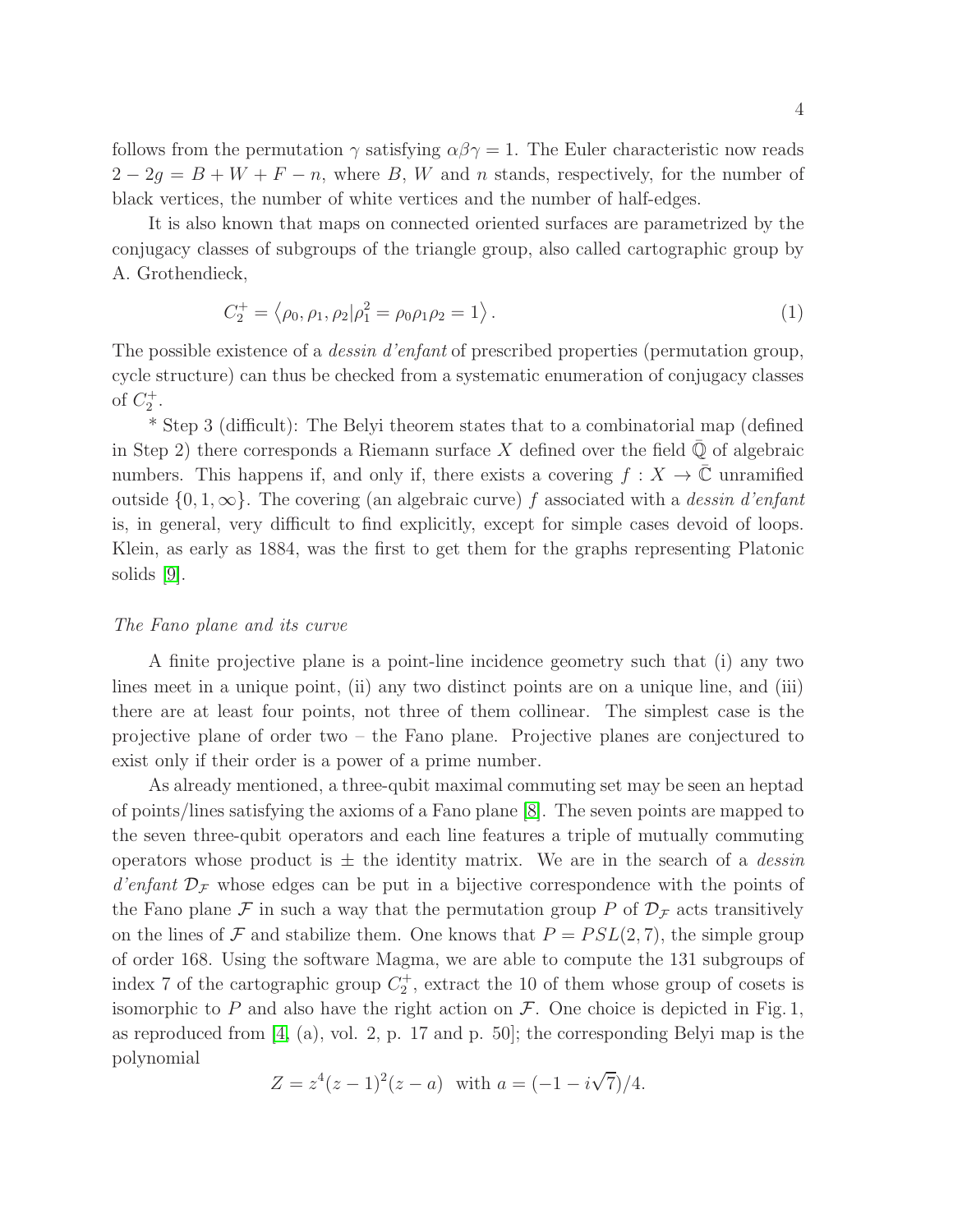follows from the permutation $\gamma$ satisfying $\alpha\beta\gamma = 1$. The Euler characteristic now reads $2 - 2g = B + W + F - n$, where $B$, $W$ and $n$ stands, respectively, for the number of black vertices, the number of white vertices and the number of half-edges.

It is also known that maps on connected oriented surfaces are parametrized by the conjugacy classes of subgroups of the triangle group, also called cartographic group by A. Grothendieck,

$$C_2^+ = \left\langle \rho_0, \rho_1, \rho_2 | \rho_1^2 = \rho_0 \rho_1 \rho_2 = 1 \right\rangle. \tag{1}$$

The possible existence of a *dessin d'enfant* of prescribed properties (permutation group, cycle structure) can thus be checked from a systematic enumeration of conjugacy classes of $C_2^+$.

* Step 3 (difficult): The Belyi theorem states that to a combinatorial map (defined in Step 2) there corresponds a Riemann surface $X$ defined over the field $\bar{\mathbb{Q}}$ of algebraic numbers. This happens if, and only if, there exists a covering $f : X \to \bar{\mathbb{C}}$ unramified outside $\{0, 1, \infty\}$. The covering (an algebraic curve) $f$ associated with a *dessin d'enfant* is, in general, very difficult to find explicitly, except for simple cases devoid of loops. Klein, as early as 1884, was the first to get them for the graphs representing Platonic solids [9].

*The Fano plane and its curve*

A finite projective plane is a point-line incidence geometry such that (i) any two lines meet in a unique point, (ii) any two distinct points are on a unique line, and (iii) there are at least four points, not three of them collinear. The simplest case is the projective plane of order two – the Fano plane. Projective planes are conjectured to exist only if their order is a power of a prime number.

As already mentioned, a three-qubit maximal commuting set may be seen an heptad of points/lines satisfying the axioms of a Fano plane [8]. The seven points are mapped to the seven three-qubit operators and each line features a triple of mutually commuting operators whose product is $\pm$ the identity matrix. We are in the search of a *dessin d'enfant* $\mathcal{D}_{\mathcal{F}}$ whose edges can be put in a bijective correspondence with the points of the Fano plane $\mathcal{F}$ in such a way that the permutation group $P$ of $\mathcal{D}_{\mathcal{F}}$ acts transitively on the lines of $\mathcal{F}$ and stabilize them. One knows that $P = PSL(2, 7)$, the simple group of order 168. Using the software Magma, we are able to compute the 131 subgroups of index 7 of the cartographic group $C_2^+$, extract the 10 of them whose group of cosets is isomorphic to $P$ and also have the right action on $\mathcal{F}$. One choice is depicted in Fig. 1, as reproduced from [4, (a), vol. 2, p. 17 and p. 50]; the corresponding Belyi map is the polynomial

$$Z = z^4(z-1)^2(z-a) \ \text{ with } a = (-1 - i\sqrt{7})/4.$$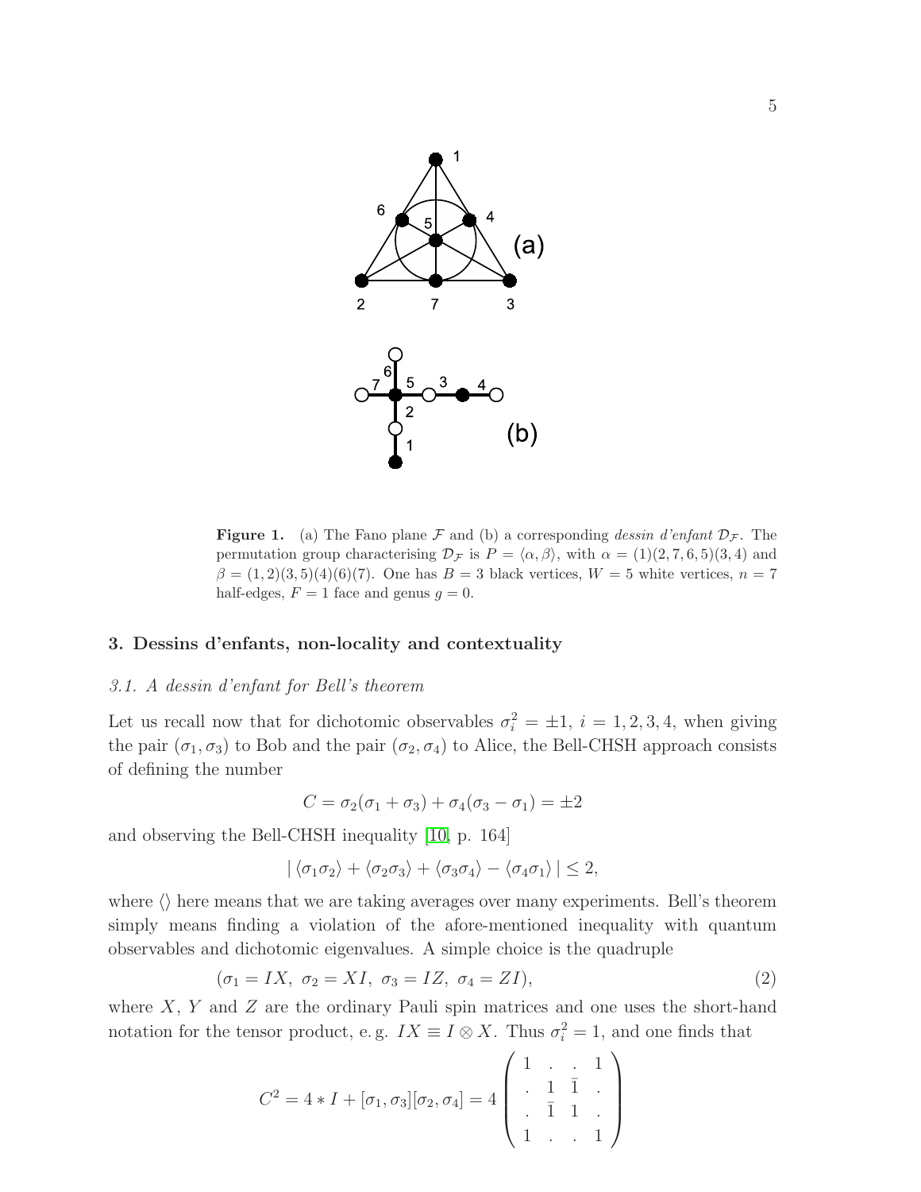**Figure 1.** (a) The Fano plane $\mathcal{F}$ and (b) a corresponding *dessin d'enfant* $\mathcal{D}_{\mathcal{F}}$. The permutation group characterising $\mathcal{D}_{\mathcal{F}}$ is $P = \langle \alpha, \beta \rangle$, with $\alpha = (1)(2,7,6,5)(3,4)$ and $\beta = (1,2)(3,5)(4)(6)(7)$. One has $B = 3$ black vertices, $W = 5$ white vertices, $n = 7$ half-edges, $F = 1$ face and genus $g = 0$.

## 3. Dessins d'enfants, non-locality and contextuality

### 3.1. A dessin d'enfant for Bell's theorem

Let us recall now that for dichotomic observables $\sigma_i^2 = \pm 1$, $i = 1, 2, 3, 4$, when giving the pair $(\sigma_1, \sigma_3)$ to Bob and the pair $(\sigma_2, \sigma_4)$ to Alice, the Bell-CHSH approach consists of defining the number

$$C = \sigma_2(\sigma_1 + \sigma_3) + \sigma_4(\sigma_3 - \sigma_1) = \pm 2$$

and observing the Bell-CHSH inequality [10, p. 164]

$$| \langle \sigma_1 \sigma_2 \rangle + \langle \sigma_2 \sigma_3 \rangle + \langle \sigma_3 \sigma_4 \rangle - \langle \sigma_4 \sigma_1 \rangle | \leq 2,$$

where $\langle \rangle$ here means that we are taking averages over many experiments. Bell's theorem simply means finding a violation of the afore-mentioned inequality with quantum observables and dichotomic eigenvalues. A simple choice is the quadruple

$$(\sigma_1 = IX, \ \sigma_2 = XI, \ \sigma_3 = IZ, \ \sigma_4 = ZI), \tag{2}$$

where $X$, $Y$ and $Z$ are the ordinary Pauli spin matrices and one uses the short-hand notation for the tensor product, e. g. $IX \equiv I \otimes X$. Thus $\sigma_i^2 = 1$, and one finds that

$$C^2 = 4 * I + [\sigma_1, \sigma_3][\sigma_2, \sigma_4] = 4 \begin{pmatrix} 1 & . & . & 1 \\ . & 1 & \bar{1} & . \\ . & \bar{1} & 1 & . \\ 1 & . & . & 1 \end{pmatrix}$$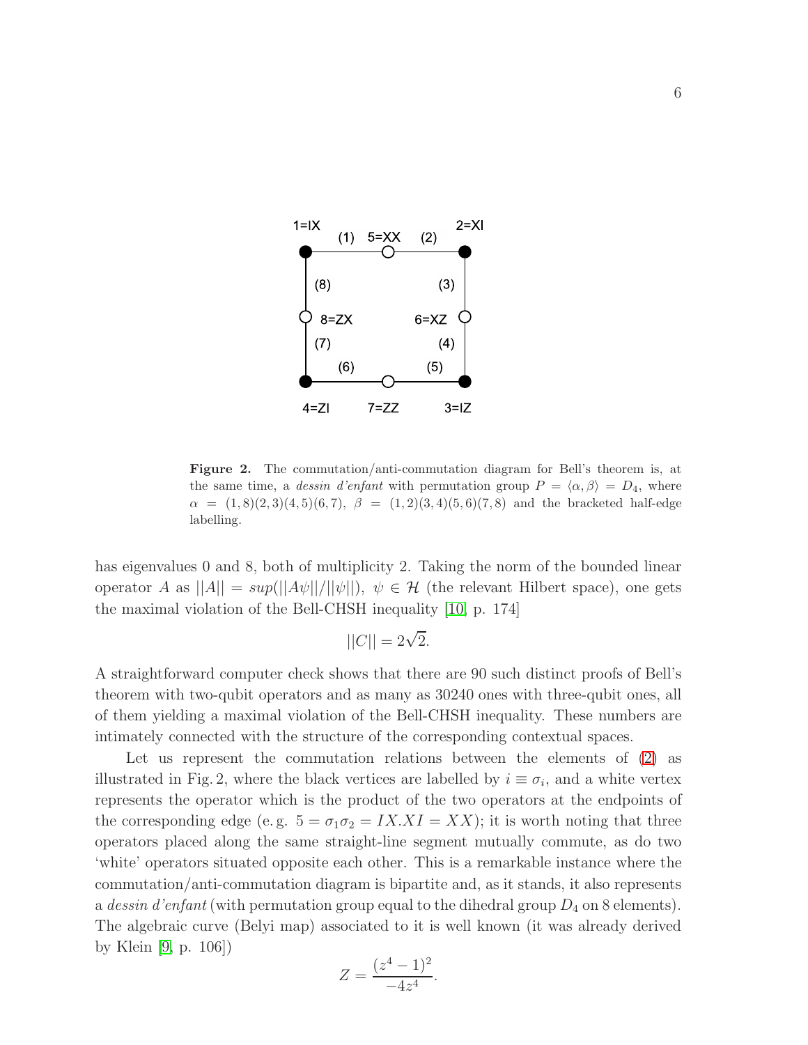**Figure 2.** The commutation/anti-commutation diagram for Bell's theorem is, at the same time, a *dessin d'enfant* with permutation group $P = \langle \alpha, \beta \rangle = D_4$, where $\alpha = (1,8)(2,3)(4,5)(6,7)$, $\beta = (1,2)(3,4)(5,6)(7,8)$ and the bracketed half-edge labelling.

has eigenvalues 0 and 8, both of multiplicity 2. Taking the norm of the bounded linear operator $A$ as $||A|| = sup(||A\psi||/||\psi||)$, $\psi \in \mathcal{H}$ (the relevant Hilbert space), one gets the maximal violation of the Bell-CHSH inequality [10, p. 174]

$$||C|| = 2\sqrt{2}.$$

A straightforward computer check shows that there are 90 such distinct proofs of Bell's theorem with two-qubit operators and as many as 30240 ones with three-qubit ones, all of them yielding a maximal violation of the Bell-CHSH inequality. These numbers are intimately connected with the structure of the corresponding contextual spaces.

Let us represent the commutation relations between the elements of (2) as illustrated in Fig. 2, where the black vertices are labelled by $i \equiv \sigma_i$, and a white vertex represents the operator which is the product of the two operators at the endpoints of the corresponding edge (e. g. $5 = \sigma_1\sigma_2 = IX.XI = XX$); it is worth noting that three operators placed along the same straight-line segment mutually commute, as do two 'white' operators situated opposite each other. This is a remarkable instance where the commutation/anti-commutation diagram is bipartite and, as it stands, it also represents a *dessin d'enfant* (with permutation group equal to the dihedral group $D_4$ on 8 elements). The algebraic curve (Belyi map) associated to it is well known (it was already derived by Klein [9, p. 106])

$$Z = \frac{(z^4 - 1)^2}{-4z^4}.$$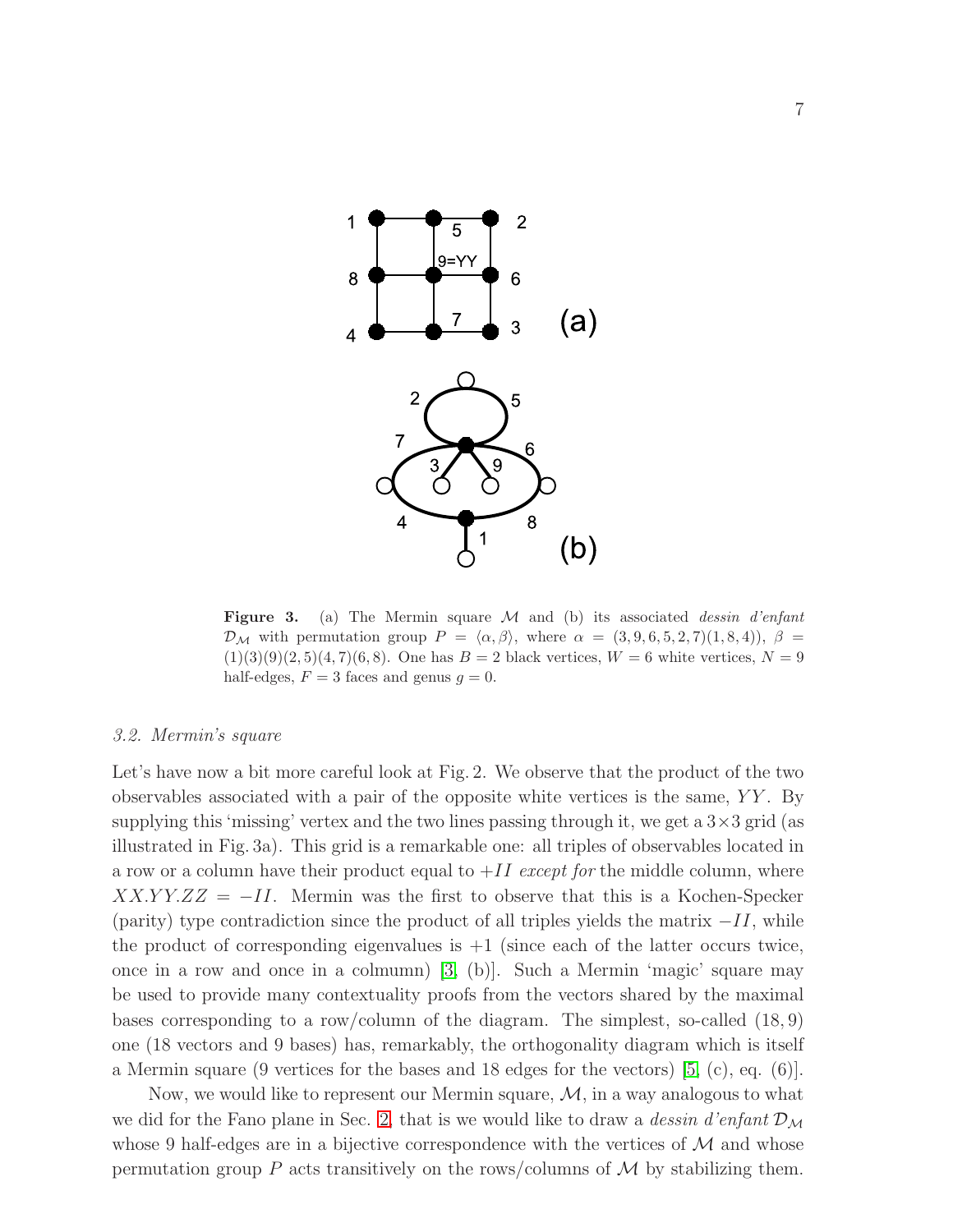**Figure 3.** (a) The Mermin square $\mathcal{M}$ and (b) its associated *dessin d'enfant* $\mathcal{D}_{\mathcal{M}}$ with permutation group $P = \langle \alpha, \beta \rangle$, where $\alpha = (3,9,6,5,2,7)(1,8,4))$, $\beta = (1)(3)(9)(2,5)(4,7)(6,8)$. One has $B = 2$ black vertices, $W = 6$ white vertices, $N = 9$ half-edges, $F = 3$ faces and genus $g = 0$.

### 3.2. Mermin's square

Let's have now a bit more careful look at Fig. 2. We observe that the product of the two observables associated with a pair of the opposite white vertices is the same, $YY$. By supplying this 'missing' vertex and the two lines passing through it, we get a $3\times 3$ grid (as illustrated in Fig. 3a). This grid is a remarkable one: all triples of observables located in a row or a column have their product equal to $+II$ *except for* the middle column, where $XX.YY.ZZ = -II$. Mermin was the first to observe that this is a Kochen-Specker (parity) type contradiction since the product of all triples yields the matrix $-II$, while the product of corresponding eigenvalues is $+1$ (since each of the latter occurs twice, once in a row and once in a colmumn) [3, (b)]. Such a Mermin 'magic' square may be used to provide many contextuality proofs from the vectors shared by the maximal bases corresponding to a row/column of the diagram. The simplest, so-called $(18, 9)$ one (18 vectors and 9 bases) has, remarkably, the orthogonality diagram which is itself a Mermin square (9 vertices for the bases and 18 edges for the vectors) [5, (c), eq. (6)].

Now, we would like to represent our Mermin square, $\mathcal{M}$, in a way analogous to what we did for the Fano plane in Sec. 2, that is we would like to draw a *dessin d'enfant* $\mathcal{D}_{\mathcal{M}}$ whose 9 half-edges are in a bijective correspondence with the vertices of $\mathcal{M}$ and whose permutation group $P$ acts transitively on the rows/columns of $\mathcal{M}$ by stabilizing them.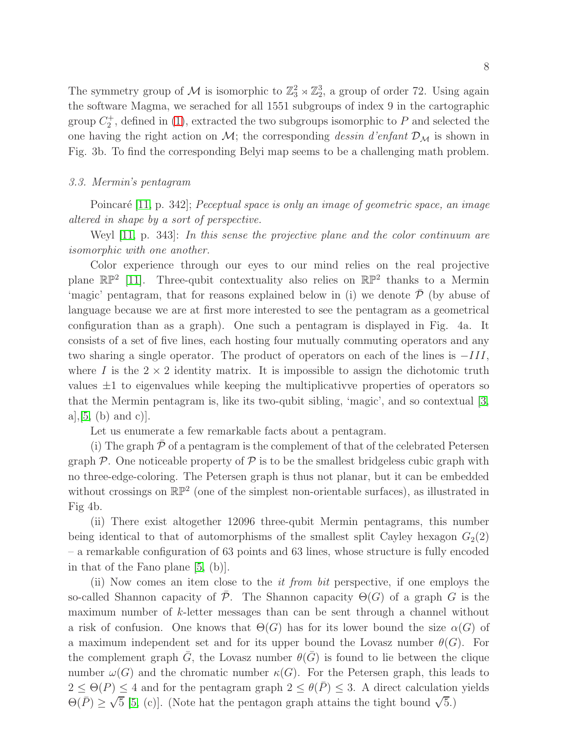The symmetry group of $\mathcal{M}$ is isomorphic to $\mathbb{Z}_3^2 \rtimes \mathbb{Z}_2^3$, a group of order 72. Using again the software Magma, we serached for all 1551 subgroups of index 9 in the cartographic group $C_2^+$, defined in (1), extracted the two subgroups isomorphic to $P$ and selected the one having the right action on $\mathcal{M}$; the corresponding *dessin d'enfant* $\mathcal{D}_{\mathcal{M}}$ is shown in Fig. 3b. To find the corresponding Belyi map seems to be a challenging math problem.

### 3.3. Mermin's pentagram

Poincaré [11, p. 342]; *Peceptual space is only an image of geometric space, an image altered in shape by a sort of perspective.*

Weyl [11, p. 343]: *In this sense the projective plane and the color continuum are isomorphic with one another.*

Color experience through our eyes to our mind relies on the real projective plane $\mathbb{RP}^2$ [11]. Three-qubit contextuality also relies on $\mathbb{RP}^2$ thanks to a Mermin 'magic' pentagram, that for reasons explained below in (i) we denote $\bar{\mathcal{P}}$ (by abuse of language because we are at first more interested to see the pentagram as a geometrical configuration than as a graph). One such a pentagram is displayed in Fig. 4a. It consists of a set of five lines, each hosting four mutually commuting operators and any two sharing a single operator. The product of operators on each of the lines is $-III$, where $I$ is the $2 \times 2$ identity matrix. It is impossible to assign the dichotomic truth values $\pm 1$ to eigenvalues while keeping the multiplicativve properties of operators so that the Mermin pentagram is, like its two-qubit sibling, 'magic', and so contextual [3, a],[5, (b) and c)].

Let us enumerate a few remarkable facts about a pentagram.

(i) The graph $\bar{\mathcal{P}}$ of a pentagram is the complement of that of the celebrated Petersen graph $\mathcal{P}$. One noticeable property of $\mathcal{P}$ is to be the smallest bridgeless cubic graph with no three-edge-coloring. The Petersen graph is thus not planar, but it can be embedded without crossings on $\mathbb{RP}^2$ (one of the simplest non-orientable surfaces), as illustrated in Fig 4b.

(ii) There exist altogether 12096 three-qubit Mermin pentagrams, this number being identical to that of automorphisms of the smallest split Cayley hexagon $G_2(2)$ – a remarkable configuration of 63 points and 63 lines, whose structure is fully encoded in that of the Fano plane [5, (b)].

(ii) Now comes an item close to the *it from bit* perspective, if one employs the so-called Shannon capacity of $\bar{\mathcal{P}}$. The Shannon capacity $\Theta(G)$ of a graph $G$ is the maximum number of $k$-letter messages than can be sent through a channel without a risk of confusion. One knows that $\Theta(G)$ has for its lower bound the size $\alpha(G)$ of a maximum independent set and for its upper bound the Lovasz number $\theta(G)$. For the complement graph $\bar{G}$, the Lovasz number $\theta(\bar{G})$ is found to lie between the clique number $\omega(G)$ and the chromatic number $\kappa(G)$. For the Petersen graph, this leads to $2 \le \Theta(P) \le 4$ and for the pentagram graph $2 \le \theta(\bar{P}) \le 3$. A direct calculation yields $\Theta(\bar{P}) \ge \sqrt{5}$ [5, (c)]. (Note hat the pentagon graph attains the tight bound $\sqrt{5}$.)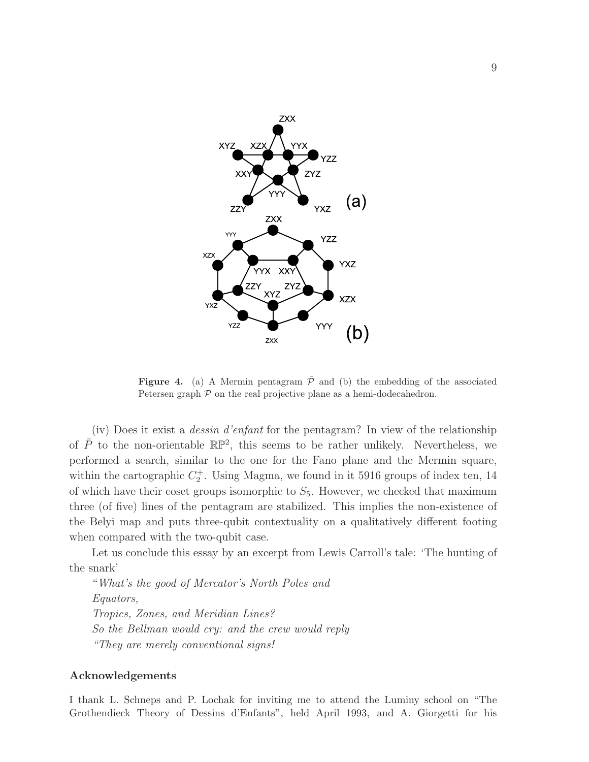**Figure 4.** (a) A Mermin pentagram $\bar{\mathcal{P}}$ and (b) the embedding of the associated Petersen graph $\mathcal{P}$ on the real projective plane as a hemi-dodecahedron.

(iv) Does it exist a *dessin d'enfant* for the pentagram? In view of the relationship of $\bar{P}$ to the non-orientable $\mathbb{RP}^2$, this seems to be rather unlikely. Nevertheless, we performed a search, similar to the one for the Fano plane and the Mermin square, within the cartographic $C_2^+$. Using Magma, we found in it 5916 groups of index ten, 14 of which have their coset groups isomorphic to $S_5$. However, we checked that maximum three (of five) lines of the pentagram are stabilized. This implies the non-existence of the Belyi map and puts three-qubit contextuality on a qualitatively different footing when compared with the two-qubit case.

Let us conclude this essay by an excerpt from Lewis Carroll's tale: 'The hunting of the snark'

"*What's the good of Mercator's North Poles and*
*Equators,*
*Tropics, Zones, and Meridian Lines?*
*So the Bellman would cry: and the crew would reply*
*"They are merely conventional signs!*

### Acknowledgements

I thank L. Schneps and P. Lochak for inviting me to attend the Luminy school on "The Grothendieck Theory of Dessins d'Enfants", held April 1993, and A. Giorgetti for his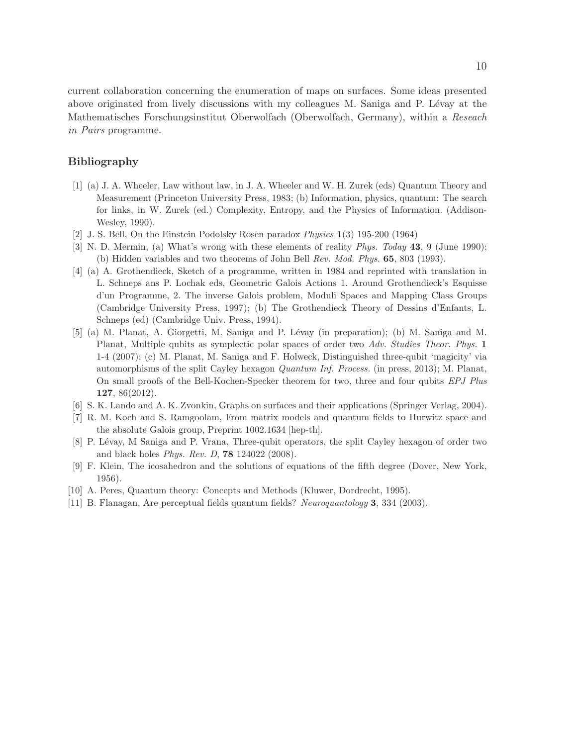current collaboration concerning the enumeration of maps on surfaces. Some ideas presented above originated from lively discussions with my colleagues M. Saniga and P. Lévay at the Mathematisches Forschungsinstitut Oberwolfach (Oberwolfach, Germany), within a *Reseach in Pairs* programme.

## Bibliography

[1] (a) J. A. Wheeler, Law without law, in J. A. Wheeler and W. H. Zurek (eds) Quantum Theory and Measurement (Princeton University Press, 1983; (b) Information, physics, quantum: The search for links, in W. Zurek (ed.) Complexity, Entropy, and the Physics of Information. (Addison-Wesley, 1990).

[2] J. S. Bell, On the Einstein Podolsky Rosen paradox *Physics* **1**(3) 195-200 (1964)

[3] N. D. Mermin, (a) What's wrong with these elements of reality *Phys. Today* **43**, 9 (June 1990); (b) Hidden variables and two theorems of John Bell *Rev. Mod. Phys.* **65**, 803 (1993).

[4] (a) A. Grothendieck, Sketch of a programme, written in 1984 and reprinted with translation in L. Schneps ans P. Lochak eds, Geometric Galois Actions 1. Around Grothendieck's Esquisse d'un Programme, 2. The inverse Galois problem, Moduli Spaces and Mapping Class Groups (Cambridge University Press, 1997); (b) The Grothendieck Theory of Dessins d'Enfants, L. Schneps (ed) (Cambridge Univ. Press, 1994).

[5] (a) M. Planat, A. Giorgetti, M. Saniga and P. Lévay (in preparation); (b) M. Saniga and M. Planat, Multiple qubits as symplectic polar spaces of order two *Adv. Studies Theor. Phys.* **1** 1-4 (2007); (c) M. Planat, M. Saniga and F. Holweck, Distinguished three-qubit 'magicity' via automorphisms of the split Cayley hexagon *Quantum Inf. Process.* (in press, 2013); M. Planat, On small proofs of the Bell-Kochen-Specker theorem for two, three and four qubits *EPJ Plus* **127**, 86(2012).

[6] S. K. Lando and A. K. Zvonkin, Graphs on surfaces and their applications (Springer Verlag, 2004).

[7] R. M. Koch and S. Ramgoolam, From matrix models and quantum fields to Hurwitz space and the absolute Galois group, Preprint 1002.1634 [hep-th].

[8] P. Lévay, M Saniga and P. Vrana, Three-qubit operators, the split Cayley hexagon of order two and black holes *Phys. Rev. D*, **78** 124022 (2008).

[9] F. Klein, The icosahedron and the solutions of equations of the fifth degree (Dover, New York, 1956).

[10] A. Peres, Quantum theory: Concepts and Methods (Kluwer, Dordrecht, 1995).

[11] B. Flanagan, Are perceptual fields quantum fields? *Neuroquantology* **3**, 334 (2003).